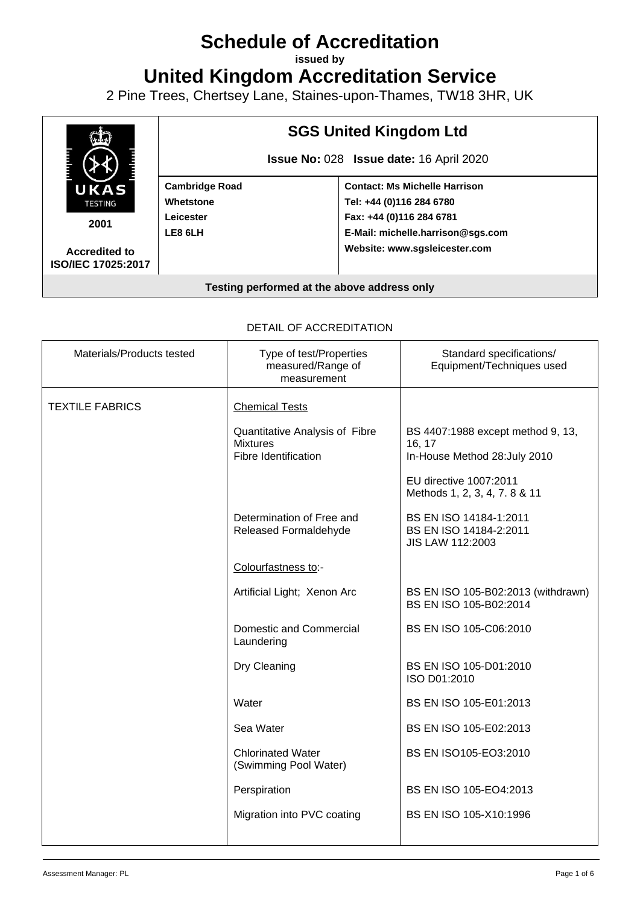# Schedule of Accreditation

**issued by**

# United Kingdom Accreditation Service

2 Pine Trees, Chertsey Lane, Staines-upon-Thames, TW18 3HR, UK

| UKAS TESTING 2001 Accredited to ISO/IEC 17025:2017 | **SGS United Kingdom Ltd** **Issue No:** 028 **Issue date:** 16 April 2020 | |
|---|---|---|
| | **Cambridge Road** **Whetstone** **Leicester** **LE8 6LH** | **Contact: Ms Michelle Harrison** **Tel: +44 (0)116 284 6780** **Fax: +44 (0)116 284 6781** **E-Mail: michelle.harrison@sgs.com** **Website: www.sgsleicester.com** |
| **Testing performed at the above address only** | | |

DETAIL OF ACCREDITATION

| Materials/Products tested | Type of test/Properties measured/Range of measurement | Standard specifications/ Equipment/Techniques used |
|---|---|---|
| TEXTILE FABRICS | Chemical Tests | |
| | Quantitative Analysis of Fibre Mixtures Fibre Identification | BS 4407:1988 except method 9, 13, 16, 17 In-House Method 28:July 2010 |
| | | EU directive 1007:2011 Methods 1, 2, 3, 4, 7. 8 & 11 |
| | Determination of Free and Released Formaldehyde | BS EN ISO 14184-1:2011 BS EN ISO 14184-2:2011 JIS LAW 112:2003 |
| | Colourfastness to:- | |
| | Artificial Light; Xenon Arc | BS EN ISO 105-B02:2013 (withdrawn) BS EN ISO 105-B02:2014 |
| | Domestic and Commercial Laundering | BS EN ISO 105-C06:2010 |
| | Dry Cleaning | BS EN ISO 105-D01:2010 ISO D01:2010 |
| | Water | BS EN ISO 105-E01:2013 |
| | Sea Water | BS EN ISO 105-E02:2013 |
| | Chlorinated Water (Swimming Pool Water) | BS EN ISO105-EO3:2010 |
| | Perspiration | BS EN ISO 105-EO4:2013 |
| | Migration into PVC coating | BS EN ISO 105-X10:1996 |

Assessment Manager: PL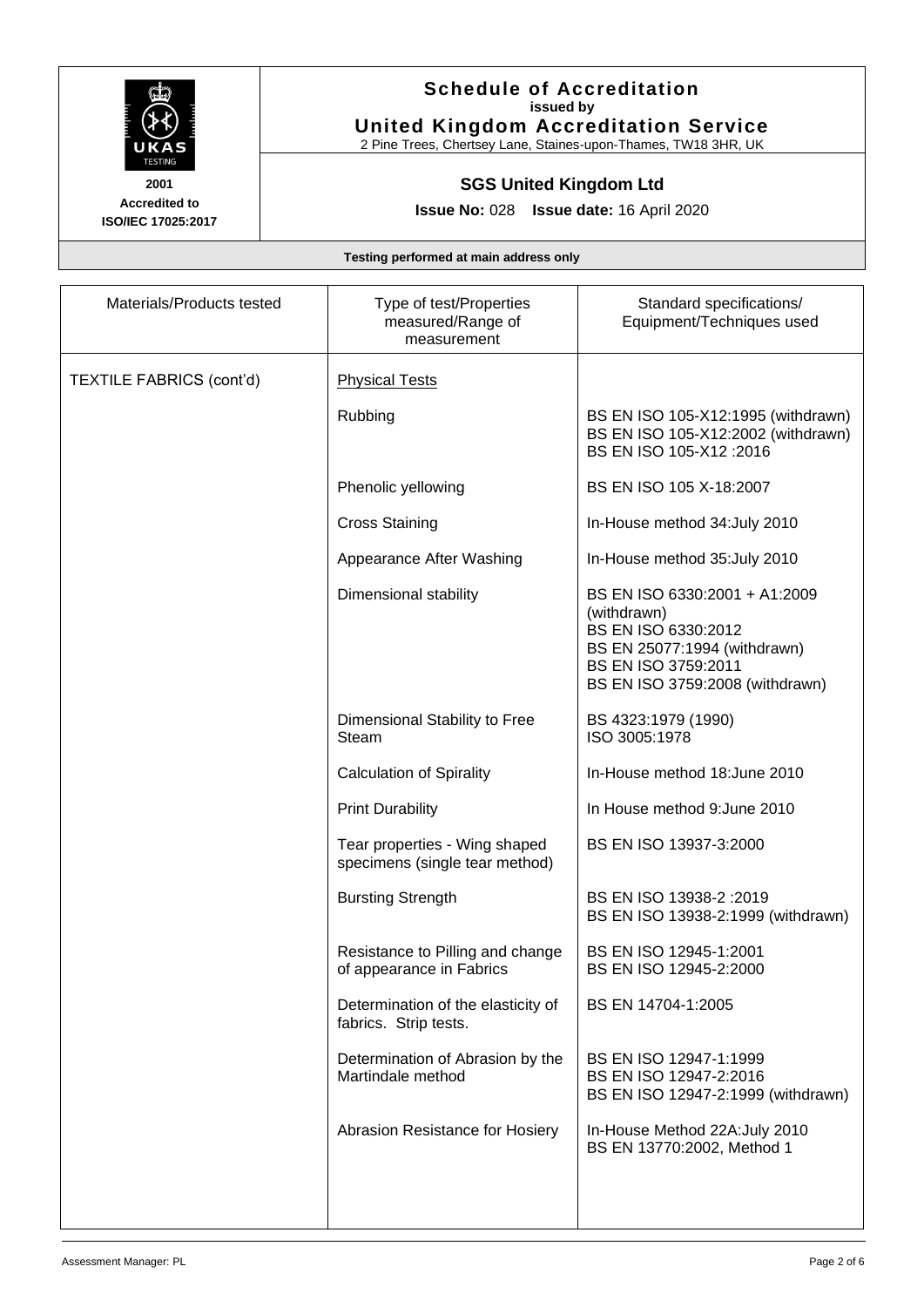**Schedule of Accreditation**
**issued by**
**United Kingdom Accreditation Service**
2 Pine Trees, Chertsey Lane, Staines-upon-Thames, TW18 3HR, UK

**2001**
**Accredited to ISO/IEC 17025:2017**

**SGS United Kingdom Ltd**

**Issue No:** 028 **Issue date:** 16 April 2020

**Testing performed at main address only**

| Materials/Products tested | Type of test/Properties measured/Range of measurement | Standard specifications/ Equipment/Techniques used |
|---|---|---|
| TEXTILE FABRICS (cont'd) | Physical Tests | |
| | Rubbing | BS EN ISO 105-X12:1995 (withdrawn)<br>BS EN ISO 105-X12:2002 (withdrawn)<br>BS EN ISO 105-X12 :2016 |
| | Phenolic yellowing | BS EN ISO 105 X-18:2007 |
| | Cross Staining | In-House method 34:July 2010 |
| | Appearance After Washing | In-House method 35:July 2010 |
| | Dimensional stability | BS EN ISO 6330:2001 + A1:2009 (withdrawn)<br>BS EN ISO 6330:2012<br>BS EN 25077:1994 (withdrawn)<br>BS EN ISO 3759:2011<br>BS EN ISO 3759:2008 (withdrawn) |
| | Dimensional Stability to Free Steam | BS 4323:1979 (1990)<br>ISO 3005:1978 |
| | Calculation of Spirality | In-House method 18:June 2010 |
| | Print Durability | In House method 9:June 2010 |
| | Tear properties - Wing shaped specimens (single tear method) | BS EN ISO 13937-3:2000 |
| | Bursting Strength | BS EN ISO 13938-2 :2019<br>BS EN ISO 13938-2:1999 (withdrawn) |
| | Resistance to Pilling and change of appearance in Fabrics | BS EN ISO 12945-1:2001<br>BS EN ISO 12945-2:2000 |
| | Determination of the elasticity of fabrics. Strip tests. | BS EN 14704-1:2005 |
| | Determination of Abrasion by the Martindale method | BS EN ISO 12947-1:1999<br>BS EN ISO 12947-2:2016<br>BS EN ISO 12947-2:1999 (withdrawn) |
| | Abrasion Resistance for Hosiery | In-House Method 22A:July 2010<br>BS EN 13770:2002, Method 1 |

Assessment Manager: PL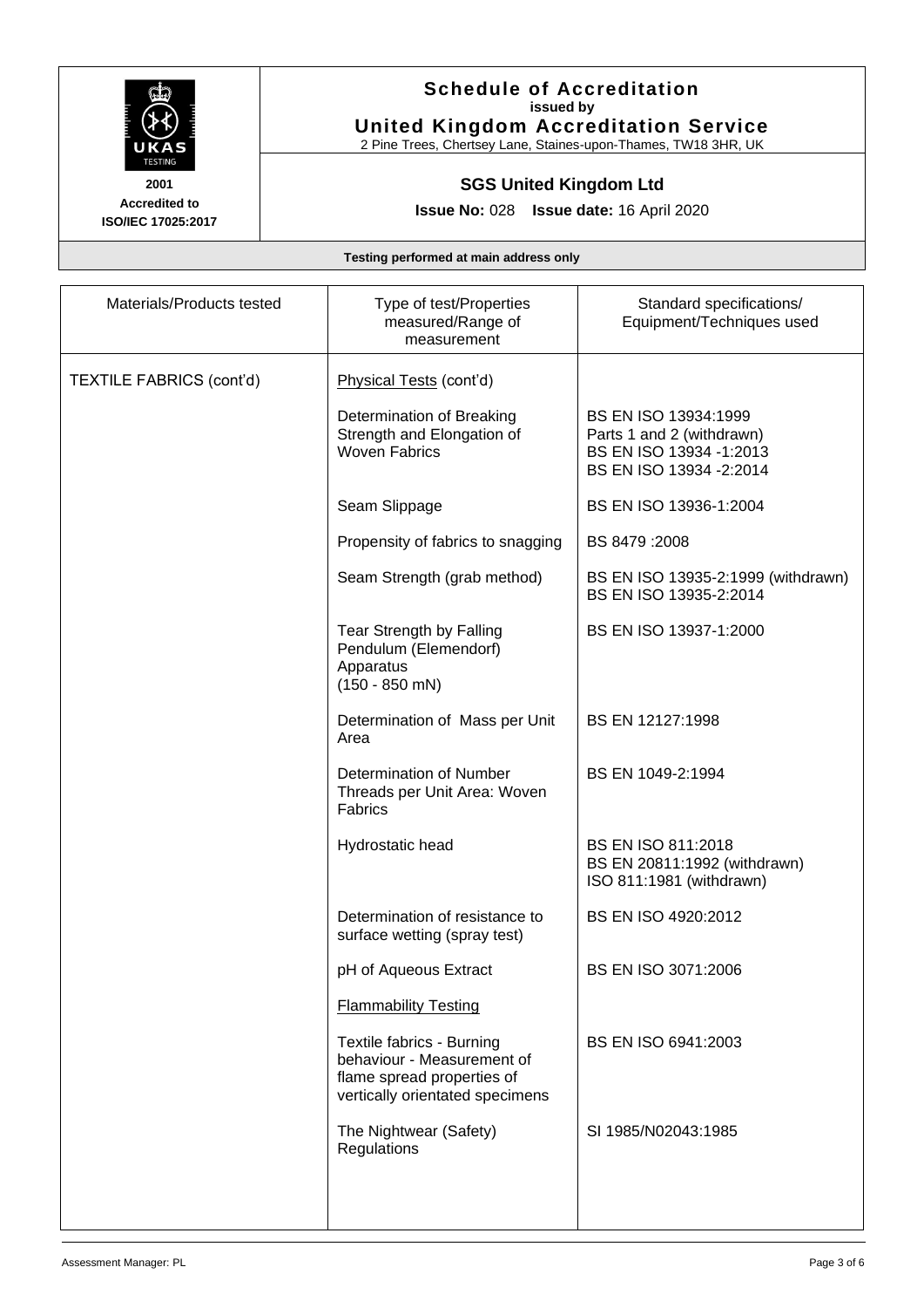# Schedule of Accreditation

**issued by**

**United Kingdom Accreditation Service**

2 Pine Trees, Chertsey Lane, Staines-upon-Thames, TW18 3HR, UK

**2001**
**Accredited to ISO/IEC 17025:2017**

## SGS United Kingdom Ltd

**Issue No:** 028 **Issue date:** 16 April 2020

**Testing performed at main address only**

| Materials/Products tested | Type of test/Properties measured/Range of measurement | Standard specifications/ Equipment/Techniques used |
|---|---|---|
| TEXTILE FABRICS (cont'd) | Physical Tests (cont'd) | |
| | Determination of Breaking Strength and Elongation of Woven Fabrics | BS EN ISO 13934:1999 Parts 1 and 2 (withdrawn)<br>BS EN ISO 13934 -1:2013<br>BS EN ISO 13934 -2:2014 |
| | Seam Slippage | BS EN ISO 13936-1:2004 |
| | Propensity of fabrics to snagging | BS 8479 :2008 |
| | Seam Strength (grab method) | BS EN ISO 13935-2:1999 (withdrawn)<br>BS EN ISO 13935-2:2014 |
| | Tear Strength by Falling Pendulum (Elemendorf) Apparatus (150 - 850 mN) | BS EN ISO 13937-1:2000 |
| | Determination of Mass per Unit Area | BS EN 12127:1998 |
| | Determination of Number Threads per Unit Area: Woven Fabrics | BS EN 1049-2:1994 |
| | Hydrostatic head | BS EN ISO 811:2018<br>BS EN 20811:1992 (withdrawn)<br>ISO 811:1981 (withdrawn) |
| | Determination of resistance to surface wetting (spray test) | BS EN ISO 4920:2012 |
| | pH of Aqueous Extract | BS EN ISO 3071:2006 |
| | Flammability Testing | |
| | Textile fabrics - Burning behaviour - Measurement of flame spread properties of vertically orientated specimens | BS EN ISO 6941:2003 |
| | The Nightwear (Safety) Regulations | SI 1985/N02043:1985 |

Assessment Manager: PL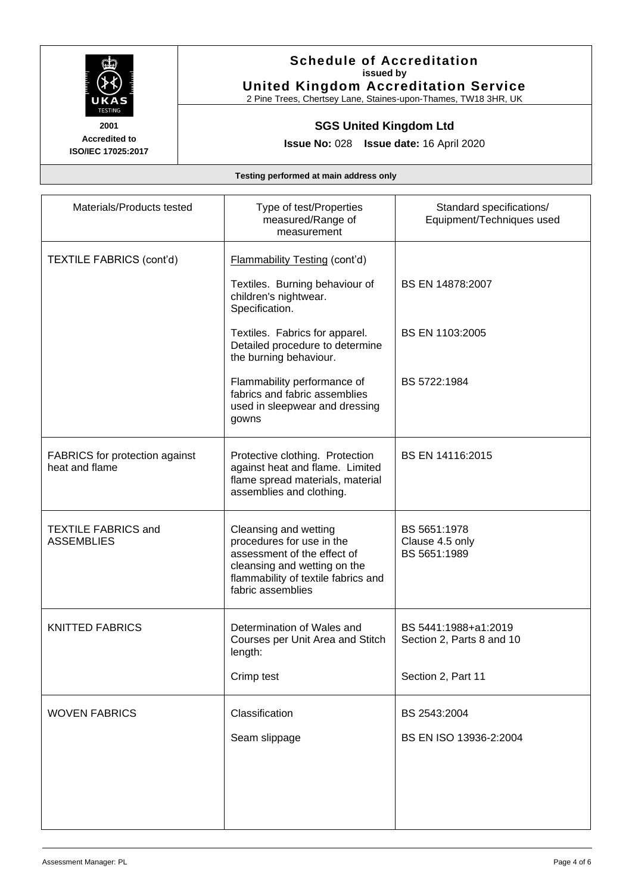# Schedule of Accreditation

**issued by**

## United Kingdom Accreditation Service

2 Pine Trees, Chertsey Lane, Staines-upon-Thames, TW18 3HR, UK

**2001**
**Accredited to ISO/IEC 17025:2017**

## SGS United Kingdom Ltd

**Issue No:** 028 **Issue date:** 16 April 2020

**Testing performed at main address only**

| Materials/Products tested | Type of test/Properties measured/Range of measurement | Standard specifications/ Equipment/Techniques used |
|---|---|---|
| TEXTILE FABRICS (cont'd) | Flammability Testing (cont'd) | |
| | Textiles. Burning behaviour of children's nightwear. Specification. | BS EN 14878:2007 |
| | Textiles. Fabrics for apparel. Detailed procedure to determine the burning behaviour. | BS EN 1103:2005 |
| | Flammability performance of fabrics and fabric assemblies used in sleepwear and dressing gowns | BS 5722:1984 |
| FABRICS for protection against heat and flame | Protective clothing. Protection against heat and flame. Limited flame spread materials, material assemblies and clothing. | BS EN 14116:2015 |
| TEXTILE FABRICS and ASSEMBLIES | Cleansing and wetting procedures for use in the assessment of the effect of cleansing and wetting on the flammability of textile fabrics and fabric assemblies | BS 5651:1978 Clause 4.5 only BS 5651:1989 |
| KNITTED FABRICS | Determination of Wales and Courses per Unit Area and Stitch length: | BS 5441:1988+a1:2019 Section 2, Parts 8 and 10 |
| | Crimp test | Section 2, Part 11 |
| WOVEN FABRICS | Classification | BS 2543:2004 |
| | Seam slippage | BS EN ISO 13936-2:2004 |

Assessment Manager: PL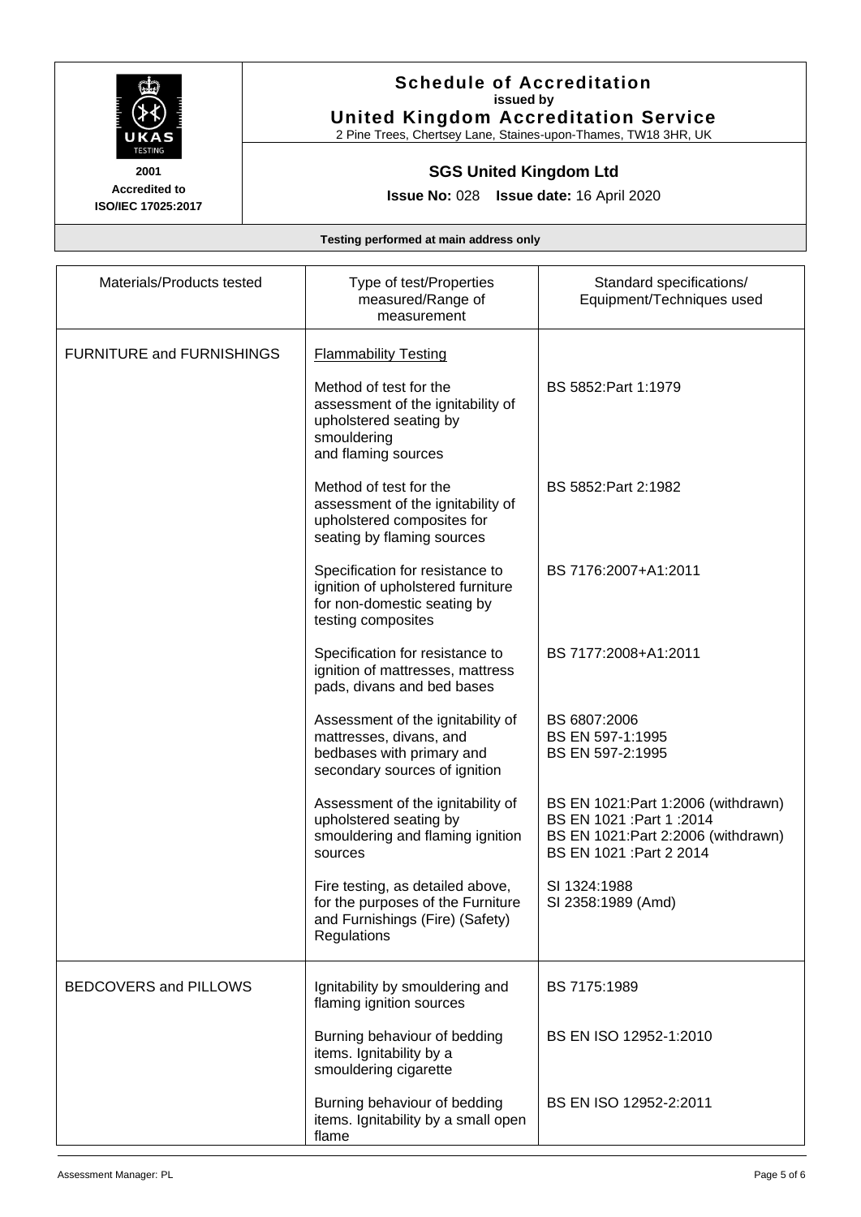**Schedule of Accreditation**
**issued by**
**United Kingdom Accreditation Service**
2 Pine Trees, Chertsey Lane, Staines-upon-Thames, TW18 3HR, UK

**2001**
**Accredited to**
**ISO/IEC 17025:2017**

**SGS United Kingdom Ltd**

**Issue No:** 028 **Issue date:** 16 April 2020

**Testing performed at main address only**

| Materials/Products tested | Type of test/Properties measured/Range of measurement | Standard specifications/ Equipment/Techniques used |
|---|---|---|
| FURNITURE and FURNISHINGS | Flammability Testing | |
| | Method of test for the assessment of the ignitability of upholstered seating by smouldering and flaming sources | BS 5852:Part 1:1979 |
| | Method of test for the assessment of the ignitability of upholstered composites for seating by flaming sources | BS 5852:Part 2:1982 |
| | Specification for resistance to ignition of upholstered furniture for non-domestic seating by testing composites | BS 7176:2007+A1:2011 |
| | Specification for resistance to ignition of mattresses, mattress pads, divans and bed bases | BS 7177:2008+A1:2011 |
| | Assessment of the ignitability of mattresses, divans, and bedbases with primary and secondary sources of ignition | BS 6807:2006<br>BS EN 597-1:1995<br>BS EN 597-2:1995 |
| | Assessment of the ignitability of upholstered seating by smouldering and flaming ignition sources | BS EN 1021:Part 1:2006 (withdrawn)<br>BS EN 1021 :Part 1 :2014<br>BS EN 1021:Part 2:2006 (withdrawn)<br>BS EN 1021 :Part 2 2014 |
| | Fire testing, as detailed above, for the purposes of the Furniture and Furnishings (Fire) (Safety) Regulations | SI 1324:1988<br>SI 2358:1989 (Amd) |
| BEDCOVERS and PILLOWS | Ignitability by smouldering and flaming ignition sources | BS 7175:1989 |
| | Burning behaviour of bedding items. Ignitability by a smouldering cigarette | BS EN ISO 12952-1:2010 |
| | Burning behaviour of bedding items. Ignitability by a small open flame | BS EN ISO 12952-2:2011 |

Assessment Manager: PL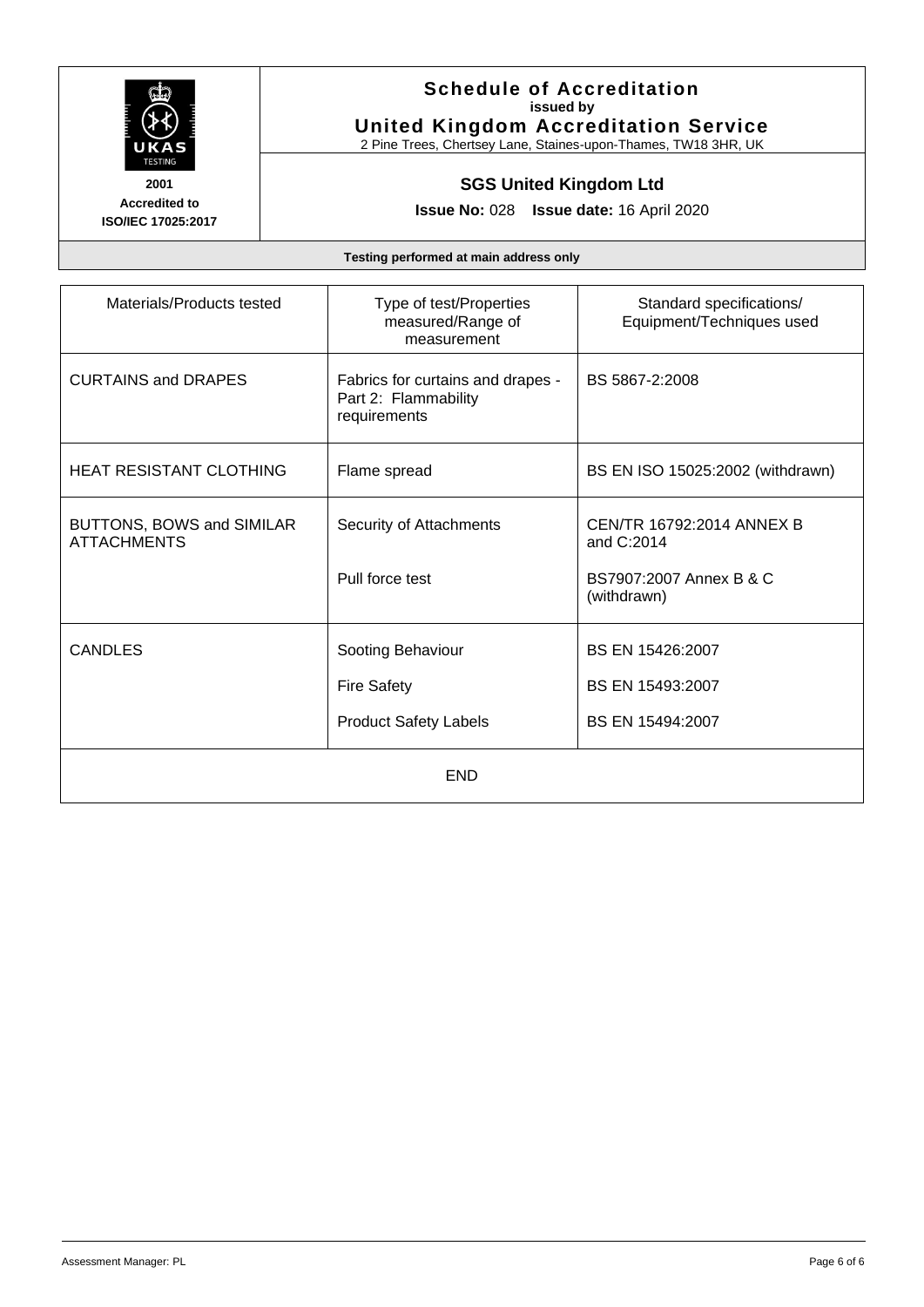**Schedule of Accreditation**
**issued by**
**United Kingdom Accreditation Service**
2 Pine Trees, Chertsey Lane, Staines-upon-Thames, TW18 3HR, UK

**2001**
**Accredited to**
**ISO/IEC 17025:2017**

## SGS United Kingdom Ltd

**Issue No:** 028 **Issue date:** 16 April 2020

**Testing performed at main address only**

| Materials/Products tested | Type of test/Properties measured/Range of measurement | Standard specifications/ Equipment/Techniques used |
|---|---|---|
| CURTAINS and DRAPES | Fabrics for curtains and drapes - Part 2: Flammability requirements | BS 5867-2:2008 |
| HEAT RESISTANT CLOTHING | Flame spread | BS EN ISO 15025:2002 (withdrawn) |
| BUTTONS, BOWS and SIMILAR ATTACHMENTS | Security of Attachments | CEN/TR 16792:2014 ANNEX B and C:2014 |
| | Pull force test | BS7907:2007 Annex B & C (withdrawn) |
| CANDLES | Sooting Behaviour | BS EN 15426:2007 |
| | Fire Safety | BS EN 15493:2007 |
| | Product Safety Labels | BS EN 15494:2007 |

END

Assessment Manager: PL